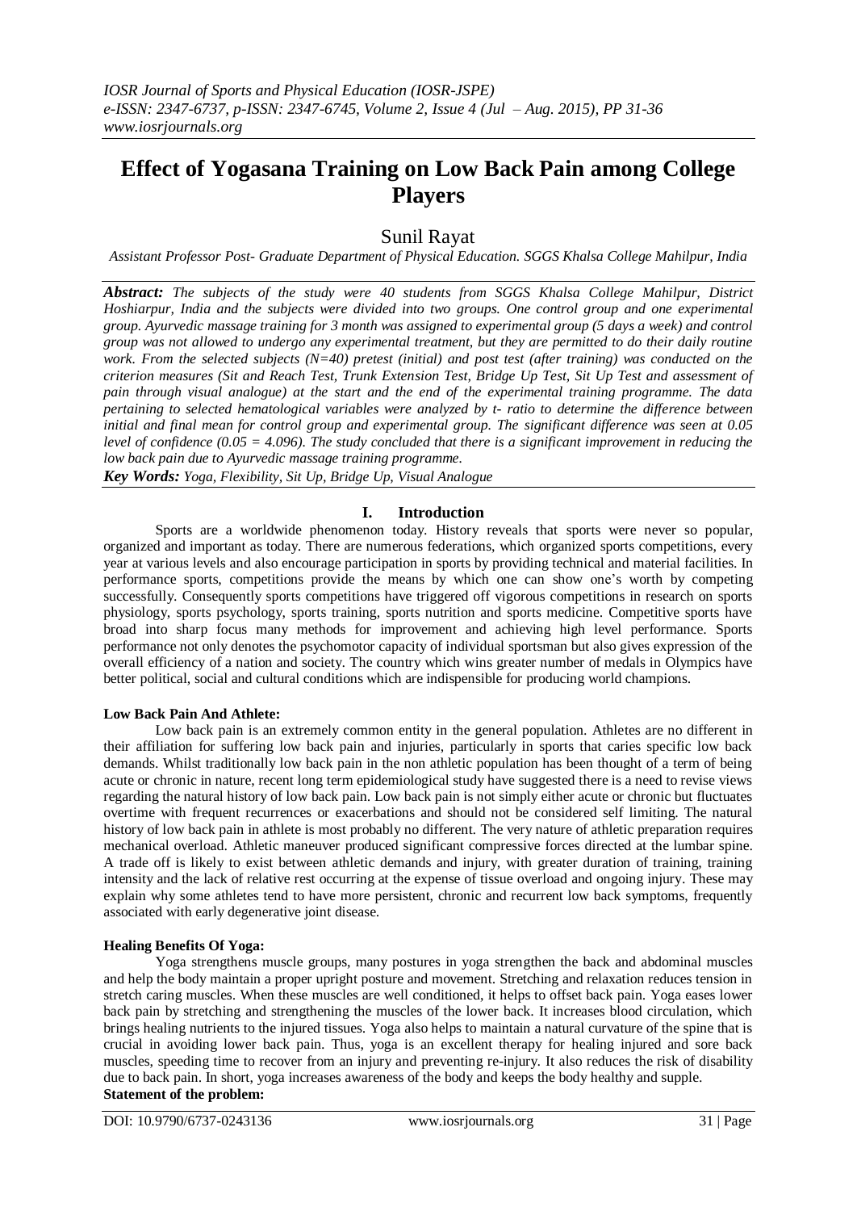# Effect of Yogasana Training on Low Back Pain among College Players

Sunil Rayat

*Assistant Professor Post- Graduate Department of Physical Education. SGGS Khalsa College Mahilpur, India*

***Abstract:*** *The subjects of the study were 40 students from SGGS Khalsa College Mahilpur, District Hoshiarpur, India and the subjects were divided into two groups. One control group and one experimental group. Ayurvedic massage training for 3 month was assigned to experimental group (5 days a week) and control group was not allowed to undergo any experimental treatment, but they are permitted to do their daily routine work. From the selected subjects (N=40) pretest (initial) and post test (after training) was conducted on the criterion measures (Sit and Reach Test, Trunk Extension Test, Bridge Up Test, Sit Up Test and assessment of pain through visual analogue) at the start and the end of the experimental training programme. The data pertaining to selected hematological variables were analyzed by t- ratio to determine the difference between initial and final mean for control group and experimental group. The significant difference was seen at 0.05 level of confidence (0.05 = 4.096). The study concluded that there is a significant improvement in reducing the low back pain due to Ayurvedic massage training programme.*

***Key Words:*** *Yoga, Flexibility, Sit Up, Bridge Up, Visual Analogue*

## I. Introduction

Sports are a worldwide phenomenon today. History reveals that sports were never so popular, organized and important as today. There are numerous federations, which organized sports competitions, every year at various levels and also encourage participation in sports by providing technical and material facilities. In performance sports, competitions provide the means by which one can show one's worth by competing successfully. Consequently sports competitions have triggered off vigorous competitions in research on sports physiology, sports psychology, sports training, sports nutrition and sports medicine. Competitive sports have broad into sharp focus many methods for improvement and achieving high level performance. Sports performance not only denotes the psychomotor capacity of individual sportsman but also gives expression of the overall efficiency of a nation and society. The country which wins greater number of medals in Olympics have better political, social and cultural conditions which are indispensible for producing world champions.

**Low Back Pain And Athlete:**

Low back pain is an extremely common entity in the general population. Athletes are no different in their affiliation for suffering low back pain and injuries, particularly in sports that caries specific low back demands. Whilst traditionally low back pain in the non athletic population has been thought of a term of being acute or chronic in nature, recent long term epidemiological study have suggested there is a need to revise views regarding the natural history of low back pain. Low back pain is not simply either acute or chronic but fluctuates overtime with frequent recurrences or exacerbations and should not be considered self limiting. The natural history of low back pain in athlete is most probably no different. The very nature of athletic preparation requires mechanical overload. Athletic maneuver produced significant compressive forces directed at the lumbar spine. A trade off is likely to exist between athletic demands and injury, with greater duration of training, training intensity and the lack of relative rest occurring at the expense of tissue overload and ongoing injury. These may explain why some athletes tend to have more persistent, chronic and recurrent low back symptoms, frequently associated with early degenerative joint disease.

**Healing Benefits Of Yoga:**

Yoga strengthens muscle groups, many postures in yoga strengthen the back and abdominal muscles and help the body maintain a proper upright posture and movement. Stretching and relaxation reduces tension in stretch caring muscles. When these muscles are well conditioned, it helps to offset back pain. Yoga eases lower back pain by stretching and strengthening the muscles of the lower back. It increases blood circulation, which brings healing nutrients to the injured tissues. Yoga also helps to maintain a natural curvature of the spine that is crucial in avoiding lower back pain. Thus, yoga is an excellent therapy for healing injured and sore back muscles, speeding time to recover from an injury and preventing re-injury. It also reduces the risk of disability due to back pain. In short, yoga increases awareness of the body and keeps the body healthy and supple.

**Statement of the problem:**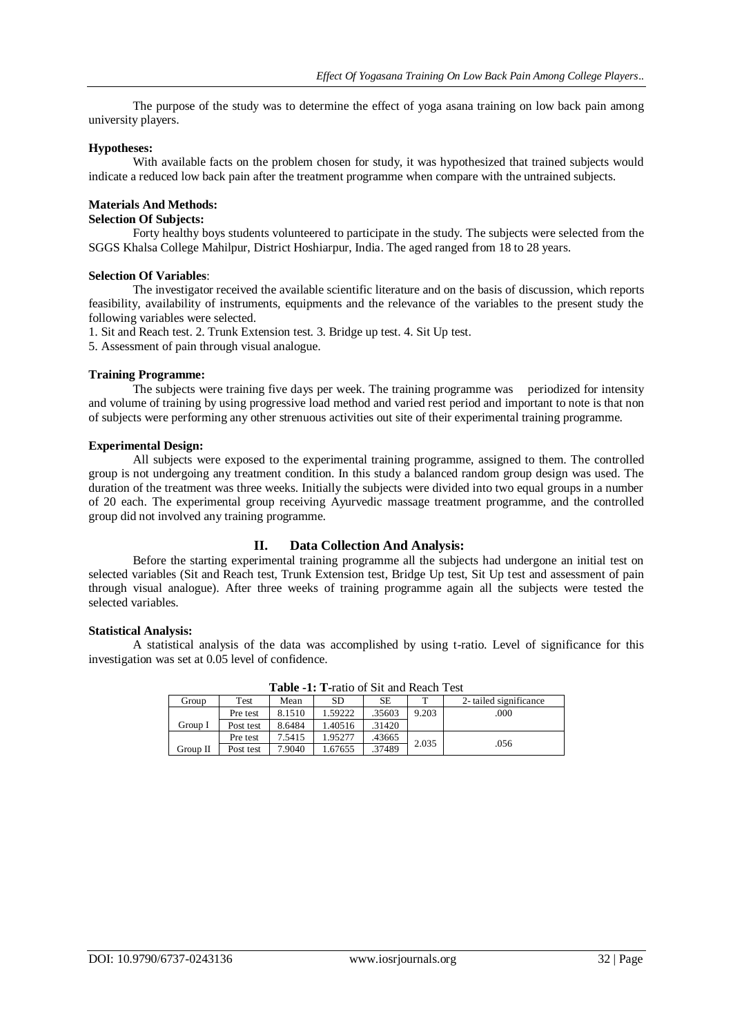The purpose of the study was to determine the effect of yoga asana training on low back pain among university players.

**Hypotheses:**

With available facts on the problem chosen for study, it was hypothesized that trained subjects would indicate a reduced low back pain after the treatment programme when compare with the untrained subjects.

**Materials And Methods:**

**Selection Of Subjects:**

Forty healthy boys students volunteered to participate in the study. The subjects were selected from the SGGS Khalsa College Mahilpur, District Hoshiarpur, India. The aged ranged from 18 to 28 years.

**Selection Of Variables**:

The investigator received the available scientific literature and on the basis of discussion, which reports feasibility, availability of instruments, equipments and the relevance of the variables to the present study the following variables were selected.

1. Sit and Reach test. 2. Trunk Extension test. 3. Bridge up test. 4. Sit Up test.
5. Assessment of pain through visual analogue.

**Training Programme:**

The subjects were training five days per week. The training programme was periodized for intensity and volume of training by using progressive load method and varied rest period and important to note is that non of subjects were performing any other strenuous activities out site of their experimental training programme.

**Experimental Design:**

All subjects were exposed to the experimental training programme, assigned to them. The controlled group is not undergoing any treatment condition. In this study a balanced random group design was used. The duration of the treatment was three weeks. Initially the subjects were divided into two equal groups in a number of 20 each. The experimental group receiving Ayurvedic massage treatment programme, and the controlled group did not involved any training programme.

## II. Data Collection And Analysis:

Before the starting experimental training programme all the subjects had undergone an initial test on selected variables (Sit and Reach test, Trunk Extension test, Bridge Up test, Sit Up test and assessment of pain through visual analogue). After three weeks of training programme again all the subjects were tested the selected variables.

**Statistical Analysis:**

A statistical analysis of the data was accomplished by using t-ratio. Level of significance for this investigation was set at 0.05 level of confidence.

**Table -1: T-**ratio of Sit and Reach Test

| Group | Test | Mean | SD | SE | T | 2- tailed significance |
|---|---|---|---|---|---|---|
| Group I | Pre test | 8.1510 | 1.59222 | .35603 | 9.203 | .000 |
| | Post test | 8.6484 | 1.40516 | .31420 | | |
| Group II | Pre test | 7.5415 | 1.95277 | .43665 | 2.035 | .056 |
| | Post test | 7.9040 | 1.67655 | .37489 | | |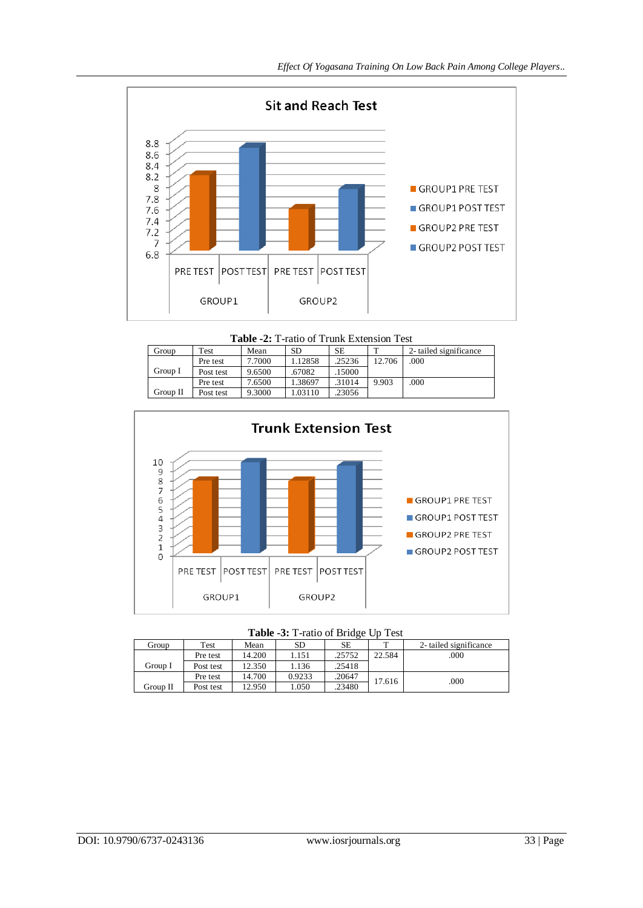**Table -2:** T-ratio of Trunk Extension Test

| Group | Test | Mean | SD | SE | T | 2- tailed significance |
|---|---|---|---|---|---|---|
| Group I | Pre test | 7.7000 | 1.12858 | .25236 | 12.706 | .000 |
| | Post test | 9.6500 | .67082 | .15000 | | |
| Group II | Pre test | 7.6500 | 1.38697 | .31014 | 9.903 | .000 |
| | Post test | 9.3000 | 1.03110 | .23056 | | |

**Table -3:** T-ratio of Bridge Up Test

| Group | Test | Mean | SD | SE | T | 2- tailed significance |
|---|---|---|---|---|---|---|
| Group I | Pre test | 14.200 | 1.151 | .25752 | 22.584 | .000 |
| | Post test | 12.350 | 1.136 | .25418 | | |
| Group II | Pre test | 14.700 | 0.9233 | .20647 | 17.616 | .000 |
| | Post test | 12.950 | 1.050 | .23480 | | |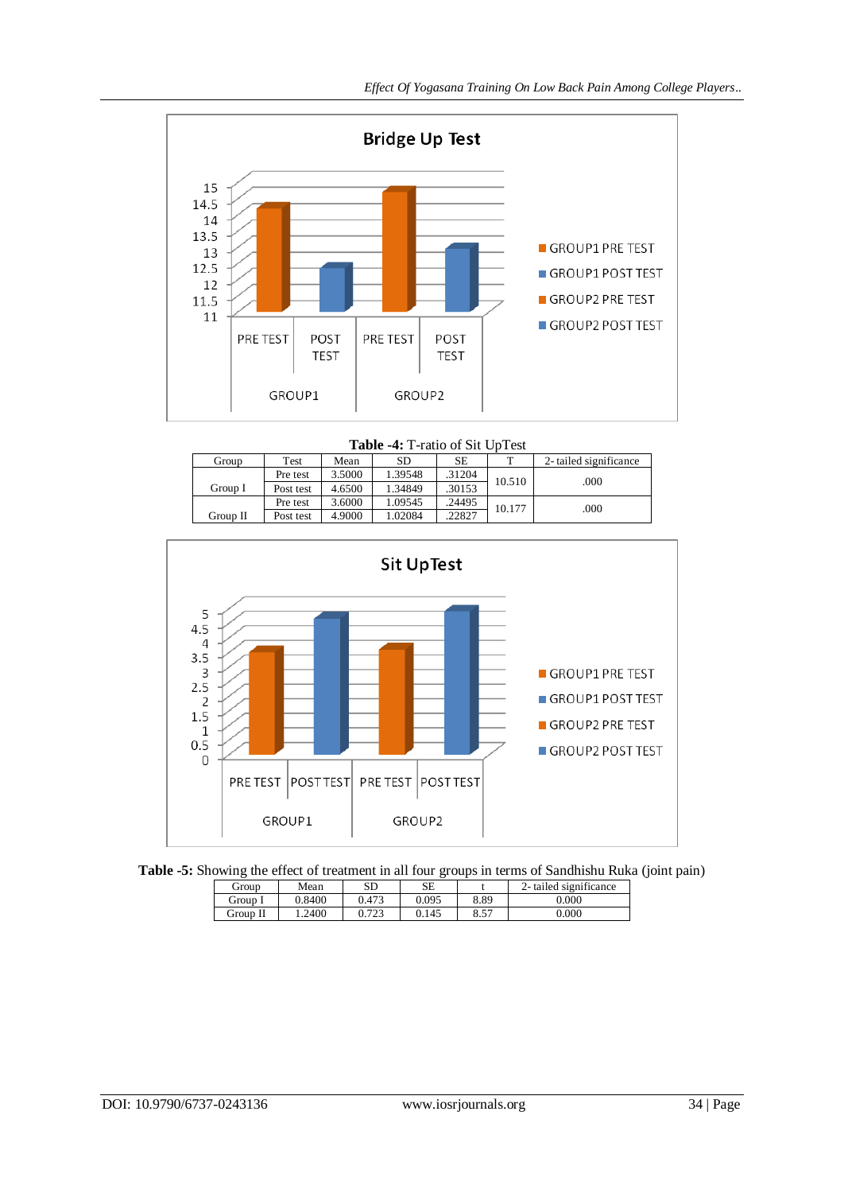**Table -4:** T-ratio of Sit UpTest

| Group | Test | Mean | SD | SE | T | 2- tailed significance |
|---|---|---|---|---|---|---|
| Group I | Pre test | 3.5000 | 1.39548 | .31204 | 10.510 | .000 |
| | Post test | 4.6500 | 1.34849 | .30153 | | |
| Group II | Pre test | 3.6000 | 1.09545 | .24495 | 10.177 | .000 |
| | Post test | 4.9000 | 1.02084 | .22827 | | |

**Table -5:** Showing the effect of treatment in all four groups in terms of Sandhishu Ruka (joint pain)

| Group | Mean | SD | SE | t | 2- tailed significance |
|---|---|---|---|---|---|
| Group I | 0.8400 | 0.473 | 0.095 | 8.89 | 0.000 |
| Group II | 1.2400 | 0.723 | 0.145 | 8.57 | 0.000 |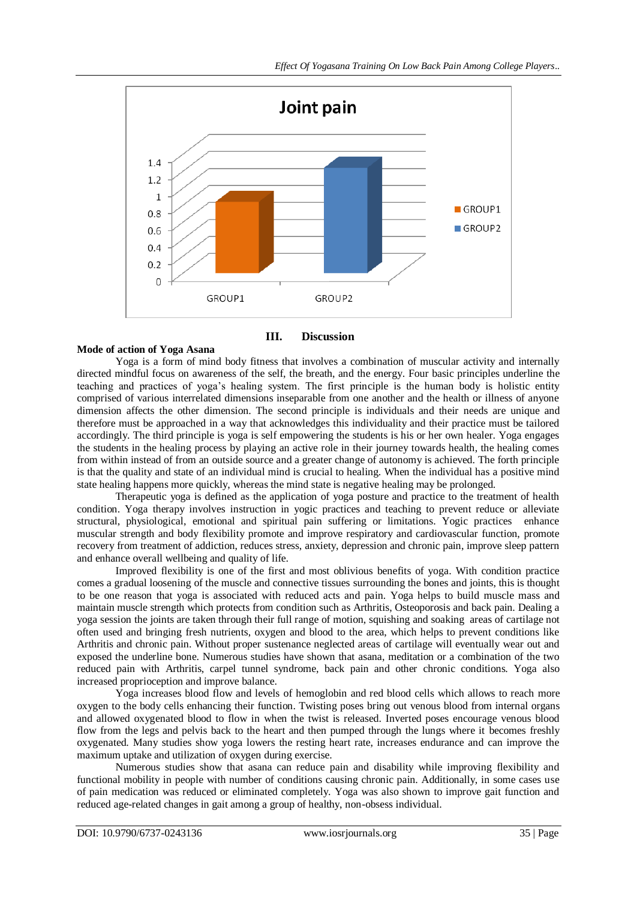## III. Discussion

**Mode of action of Yoga Asana**

Yoga is a form of mind body fitness that involves a combination of muscular activity and internally directed mindful focus on awareness of the self, the breath, and the energy. Four basic principles underline the teaching and practices of yoga's healing system. The first principle is the human body is holistic entity comprised of various interrelated dimensions inseparable from one another and the health or illness of anyone dimension affects the other dimension. The second principle is individuals and their needs are unique and therefore must be approached in a way that acknowledges this individuality and their practice must be tailored accordingly. The third principle is yoga is self empowering the students is his or her own healer. Yoga engages the students in the healing process by playing an active role in their journey towards health, the healing comes from within instead of from an outside source and a greater change of autonomy is achieved. The forth principle is that the quality and state of an individual mind is crucial to healing. When the individual has a positive mind state healing happens more quickly, whereas the mind state is negative healing may be prolonged.

Therapeutic yoga is defined as the application of yoga posture and practice to the treatment of health condition. Yoga therapy involves instruction in yogic practices and teaching to prevent reduce or alleviate structural, physiological, emotional and spiritual pain suffering or limitations. Yogic practices enhance muscular strength and body flexibility promote and improve respiratory and cardiovascular function, promote recovery from treatment of addiction, reduces stress, anxiety, depression and chronic pain, improve sleep pattern and enhance overall wellbeing and quality of life.

Improved flexibility is one of the first and most oblivious benefits of yoga. With condition practice comes a gradual loosening of the muscle and connective tissues surrounding the bones and joints, this is thought to be one reason that yoga is associated with reduced acts and pain. Yoga helps to build muscle mass and maintain muscle strength which protects from condition such as Arthritis, Osteoporosis and back pain. Dealing a yoga session the joints are taken through their full range of motion, squishing and soaking areas of cartilage not often used and bringing fresh nutrients, oxygen and blood to the area, which helps to prevent conditions like Arthritis and chronic pain. Without proper sustenance neglected areas of cartilage will eventually wear out and exposed the underline bone. Numerous studies have shown that asana, meditation or a combination of the two reduced pain with Arthritis, carpel tunnel syndrome, back pain and other chronic conditions. Yoga also increased proprioception and improve balance.

Yoga increases blood flow and levels of hemoglobin and red blood cells which allows to reach more oxygen to the body cells enhancing their function. Twisting poses bring out venous blood from internal organs and allowed oxygenated blood to flow in when the twist is released. Inverted poses encourage venous blood flow from the legs and pelvis back to the heart and then pumped through the lungs where it becomes freshly oxygenated. Many studies show yoga lowers the resting heart rate, increases endurance and can improve the maximum uptake and utilization of oxygen during exercise.

Numerous studies show that asana can reduce pain and disability while improving flexibility and functional mobility in people with number of conditions causing chronic pain. Additionally, in some cases use of pain medication was reduced or eliminated completely. Yoga was also shown to improve gait function and reduced age-related changes in gait among a group of healthy, non-obsess individual.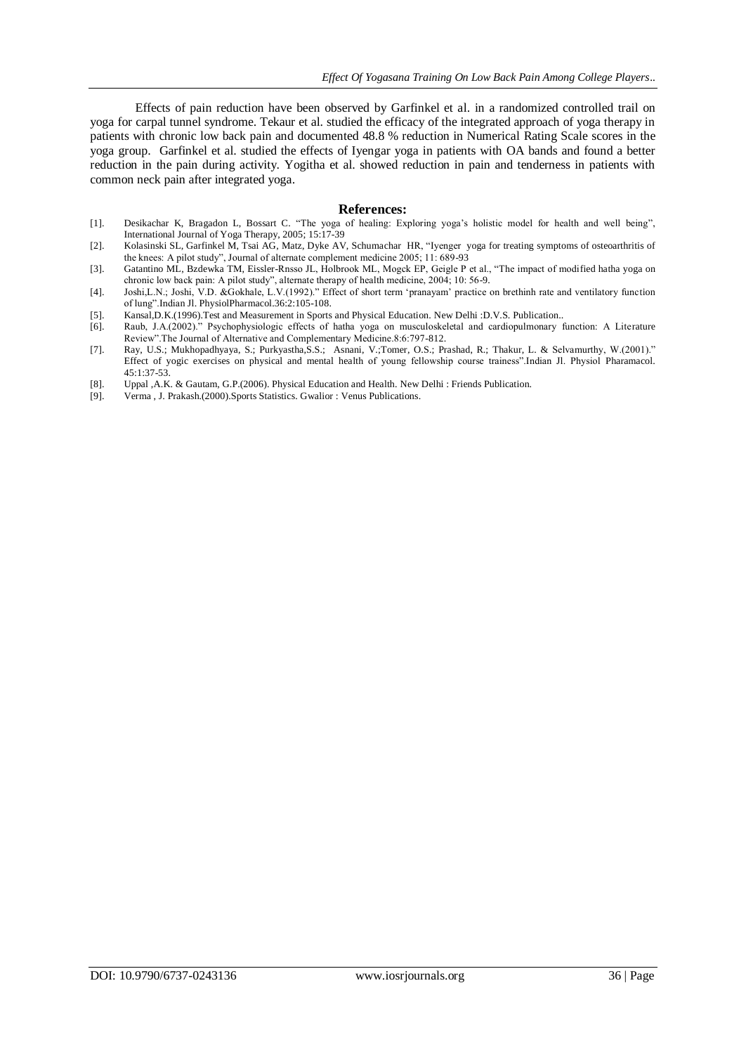Effects of pain reduction have been observed by Garfinkel et al. in a randomized controlled trail on yoga for carpal tunnel syndrome. Tekaur et al. studied the efficacy of the integrated approach of yoga therapy in patients with chronic low back pain and documented 48.8 % reduction in Numerical Rating Scale scores in the yoga group. Garfinkel et al. studied the effects of Iyengar yoga in patients with OA bands and found a better reduction in the pain during activity. Yogitha et al. showed reduction in pain and tenderness in patients with common neck pain after integrated yoga.

## References:

[1]. Desikachar K, Bragadon L, Bossart C. "The yoga of healing: Exploring yoga's holistic model for health and well being", International Journal of Yoga Therapy, 2005; 15:17-39

[2]. Kolasinski SL, Garfinkel M, Tsai AG, Matz, Dyke AV, Schumachar HR, "Iyenger yoga for treating symptoms of osteoarthritis of the knees: A pilot study", Journal of alternate complement medicine 2005; 11: 689-93

[3]. Gatantino ML, Bzdewka TM, Eissler-Rnsso JL, Holbrook ML, Mogck EP, Geigle P et al., "The impact of modified hatha yoga on chronic low back pain: A pilot study", alternate therapy of health medicine, 2004; 10: 56-9.

[4]. Joshi,L.N.; Joshi, V.D. &Gokhale, L.V.(1992)." Effect of short term 'pranayam' practice on brethinh rate and ventilatory function of lung".Indian Jl. PhysiolPharmacol.36:2:105-108.

[5]. Kansal,D.K.(1996).Test and Measurement in Sports and Physical Education. New Delhi :D.V.S. Publication..

[6]. Raub, J.A.(2002)." Psychophysiologic effects of hatha yoga on musculoskeletal and cardiopulmonary function: A Literature Review".The Journal of Alternative and Complementary Medicine.8:6:797-812.

[7]. Ray, U.S.; Mukhopadhyaya, S.; Purkyastha,S.S.; Asnani, V.;Tomer, O.S.; Prashad, R.; Thakur, L. & Selvamurthy, W.(2001)." Effect of yogic exercises on physical and mental health of young fellowship course trainess".Indian Jl. Physiol Pharamacol. 45:1:37-53.

[8]. Uppal ,A.K. & Gautam, G.P.(2006). Physical Education and Health. New Delhi : Friends Publication.

[9]. Verma , J. Prakash.(2000).Sports Statistics. Gwalior : Venus Publications.